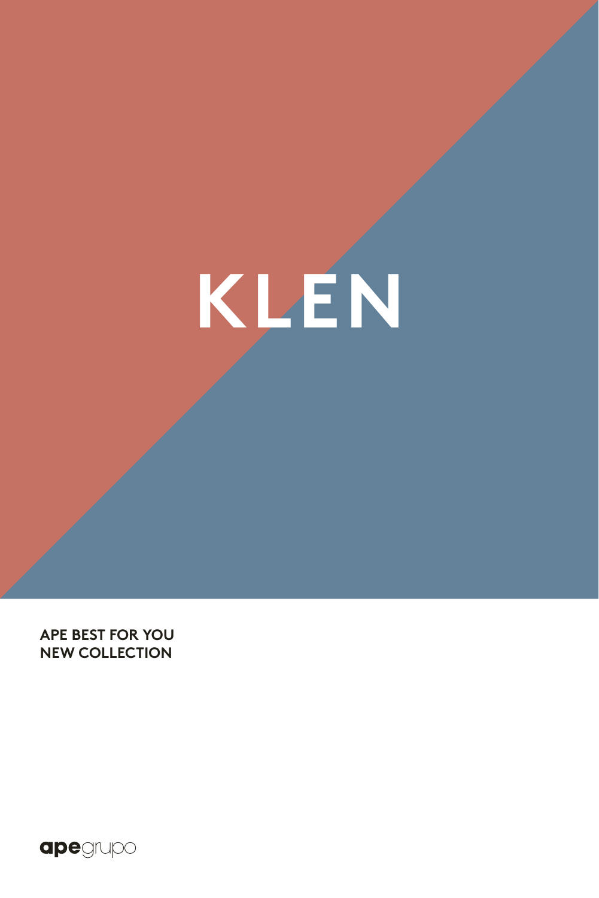# KLEN

**APE BEST FOR YOU**
**NEW COLLECTION**

apegrupo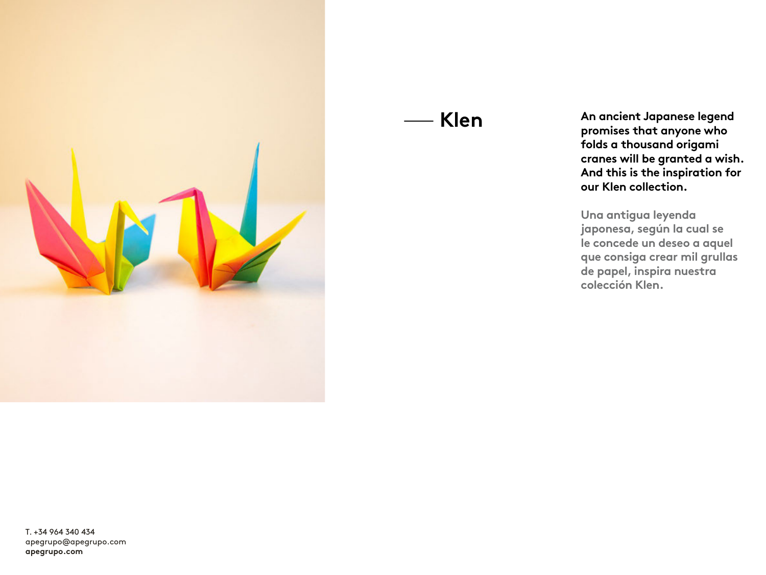## Klen

**An ancient Japanese legend promises that anyone who folds a thousand origami cranes will be granted a wish. And this is the inspiration for our Klen collection.**

Una antigua leyenda japonesa, según la cual se le concede un deseo a aquel que consiga crear mil grullas de papel, inspira nuestra colección Klen.

T. +34 964 340 434
apegrupo@apegrupo.com
**apegrupo.com**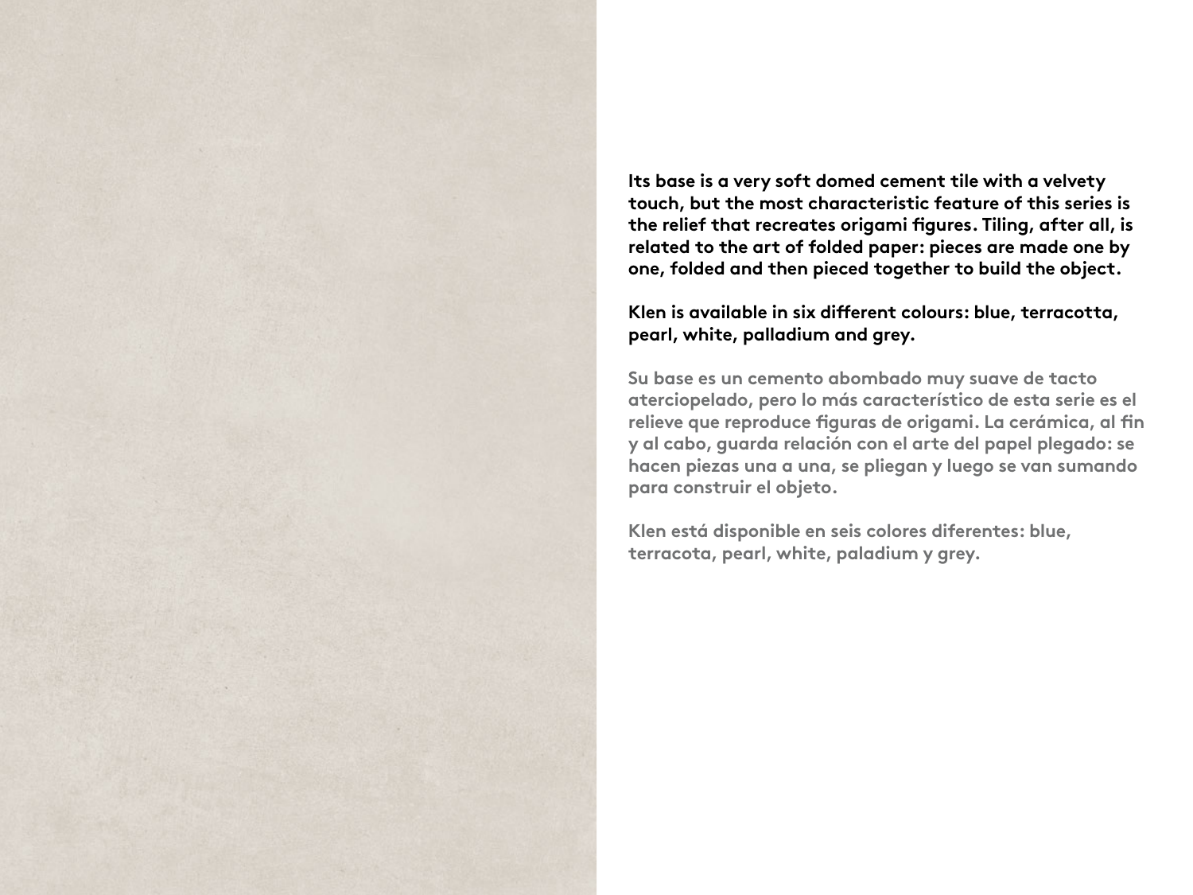Its base is a very soft domed cement tile with a velvety touch, but the most characteristic feature of this series is the relief that recreates origami figures. Tiling, after all, is related to the art of folded paper: pieces are made one by one, folded and then pieced together to build the object.

Klen is available in six different colours: blue, terracotta, pearl, white, palladium and grey.

Su base es un cemento abombado muy suave de tacto aterciopelado, pero lo más característico de esta serie es el relieve que reproduce figuras de origami. La cerámica, al fin y al cabo, guarda relación con el arte del papel plegado: se hacen piezas una a una, se pliegan y luego se van sumando para construir el objeto.

Klen está disponible en seis colores diferentes: blue, terracota, pearl, white, paladium y grey.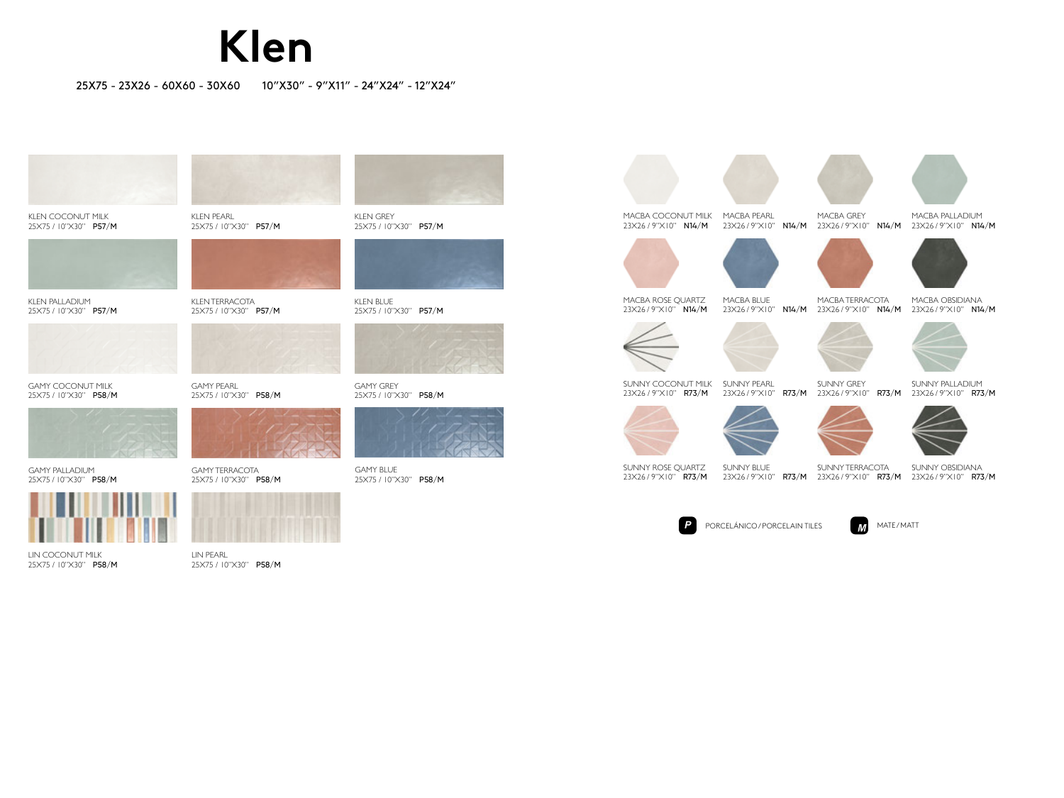# Klen

25X75 - 23X26 - 60X60 - 30X60 10"X30" - 9"X11" - 24"X24" - 12"X24"

KLEN COCONUT MILK
25X75 / 10"X30" **P57/M**

KLEN PEARL
25X75 / 10"X30" **P57/M**

KLEN GREY
25X75 / 10"X30" **P57/M**

KLEN PALLADIUM
25X75 / 10"X30" **P57/M**

KLEN TERRACOTA
25X75 / 10"X30" **P57/M**

KLEN BLUE
25X75 / 10"X30" **P57/M**

GAMY COCONUT MILK
25X75 / 10"X30" **P58/M**

GAMY PEARL
25X75 / 10"X30" **P58/M**

GAMY GREY
25X75 / 10"X30" **P58/M**

GAMY PALLADIUM
25X75 / 10"X30" **P58/M**

GAMY TERRACOTA
25X75 / 10"X30" **P58/M**

GAMY BLUE
25X75 / 10"X30" **P58/M**

LIN COCONUT MILK
25X75 / 10"X30" **P58/M**

LIN PEARL
25X75 / 10"X30" **P58/M**

MACBA COCONUT MILK
23X26 / 9"X10" **N14/M**

MACBA PEARL
23X26 / 9"X10" **N14/M**

MACBA GREY
23X26 / 9"X10" **N14/M**

MACBA PALLADIUM
23X26 / 9"X10" **N14/M**

MACBA ROSE QUARTZ
23X26 / 9"X10" **N14/M**

MACBA BLUE
23X26 / 9"X10" **N14/M**

MACBA TERRACOTA
23X26 / 9"X10" **N14/M**

MACBA OBSIDIANA
23X26 / 9"X10" **N14/M**

SUNNY COCONUT MILK
23X26 / 9"X10" **R73/M**

SUNNY PEARL
23X26 / 9"X10" **R73/M**

SUNNY GREY
23X26 / 9"X10" **R73/M**

SUNNY PALLADIUM
23X26 / 9"X10" **R73/M**

SUNNY ROSE QUARTZ
23X26 / 9"X10" **R73/M**

SUNNY BLUE
23X26 / 9"X10" **R73/M**

SUNNY TERRACOTA
23X26 / 9"X10" **R73/M**

SUNNY OBSIDIANA
23X26 / 9"X10" **R73/M**

**P** PORCELÁNICO / PORCELAIN TILES

**M** MATE / MATT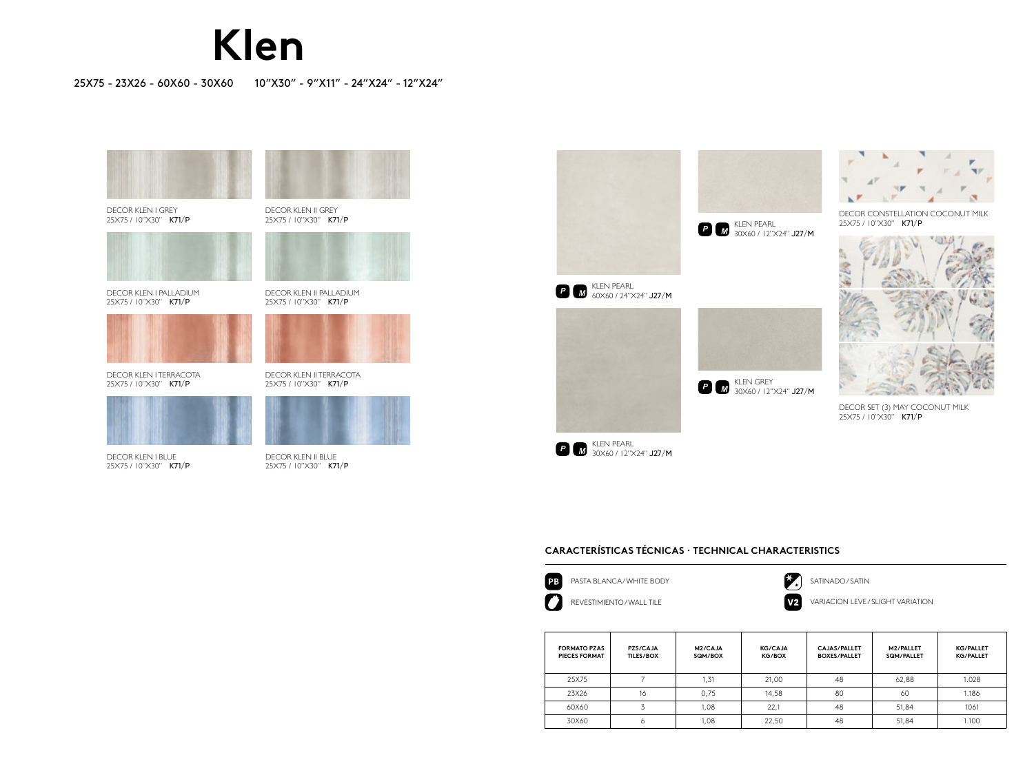# Klen

25X75 - 23X26 - 60X60 - 30X60 10"X30" - 9"X11" - 24"X24" - 12"X24"

DECOR KLEN I GREY
25X75 / 10"X30" **K71/P**

DECOR KLEN II GREY
25X75 / 10"X30" **K71/P**

DECOR KLEN I PALLADIUM
25X75 / 10"X30" **K71/P**

DECOR KLEN II PALLADIUM
25X75 / 10"X30" **K71/P**

DECOR KLEN I TERRACOTA
25X75 / 10"X30" **K71/P**

DECOR KLEN II TERRACOTA
25X75 / 10"X30" **K71/P**

DECOR KLEN I BLUE
25X75 / 10"X30" **K71/P**

DECOR KLEN II BLUE
25X75 / 10"X30" **K71/P**

P M KLEN PEARL
60X60 / 24"X24" **J27/M**

P M KLEN PEARL
30X60 / 12"X24" **J27/M**

P M KLEN PEARL
30X60 / 12"X24" **J27/M**

P M KLEN GREY
30X60 / 12"X24" **J27/M**

DECOR CONSTELLATION COCONUT MILK
25X75 / 10"X30" **K71/P**

DECOR SET (3) MAY COCONUT MILK
25X75 / 10"X30" **K71/P**

## CARACTERÍSTICAS TÉCNICAS · TECHNICAL CHARACTERISTICS

PB PASTA BLANCA/WHITE BODY

REVESTIMIENTO/WALL TILE

SATINADO/SATIN

V2 VARIACION LEVE/SLIGHT VARIATION

| FORMATO PZAS PIECES FORMAT | PZS/CAJA TILES/BOX | M2/CAJA SQM/BOX | KG/CAJA KG/BOX | CAJAS/PALLET BOXES/PALLET | M2/PALLET SQM/PALLET | KG/PALLET KG/PALLET |
|---|---|---|---|---|---|---|
| 25X75 | 7 | 1,31 | 21,00 | 48 | 62,88 | 1.028 |
| 23X26 | 16 | 0,75 | 14,58 | 80 | 60 | 1.186 |
| 60X60 | 3 | 1,08 | 22,1 | 48 | 51,84 | 1061 |
| 30X60 | 6 | 1,08 | 22,50 | 48 | 51,84 | 1.100 |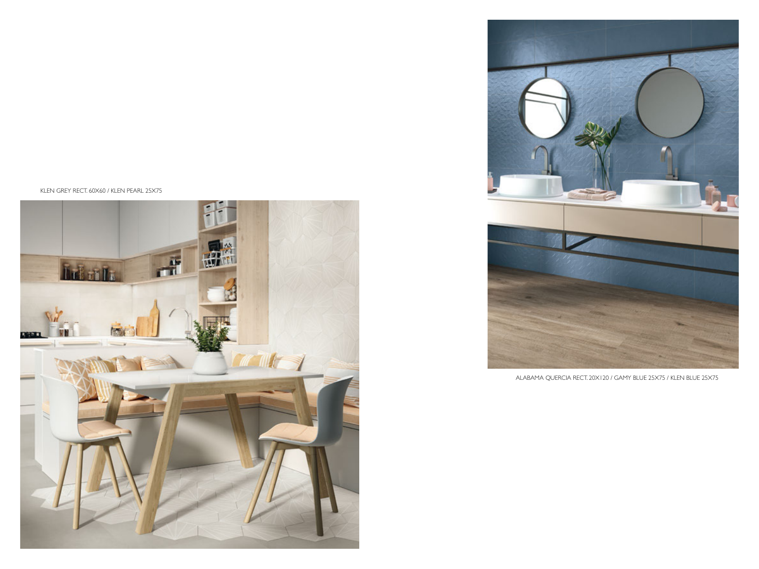KLEN GREY RECT. 60X60 / KLEN PEARL 25X75

ALABAMA QUERCIA RECT. 20X120 / GAMY BLUE 25X75 / KLEN BLUE 25X75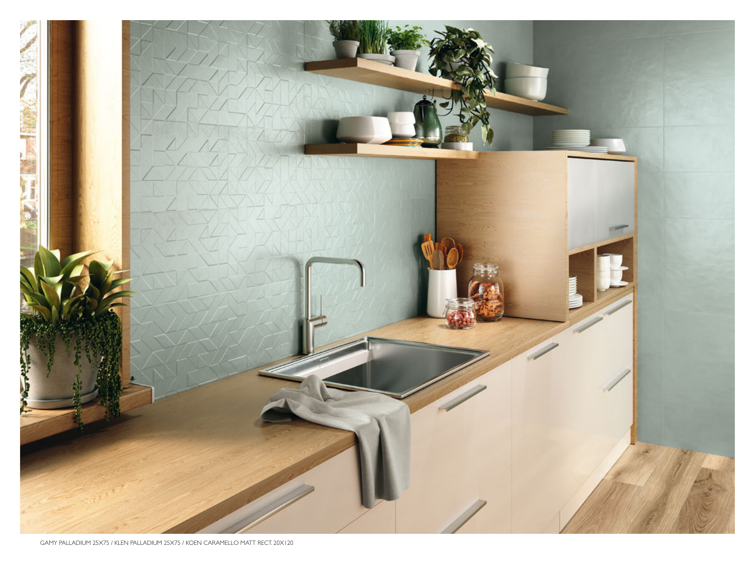GAMY PALLADIUM 25X75 / KLEN PALLADIUM 25X75 / KOEN CARAMELLO MATT RECT. 20X120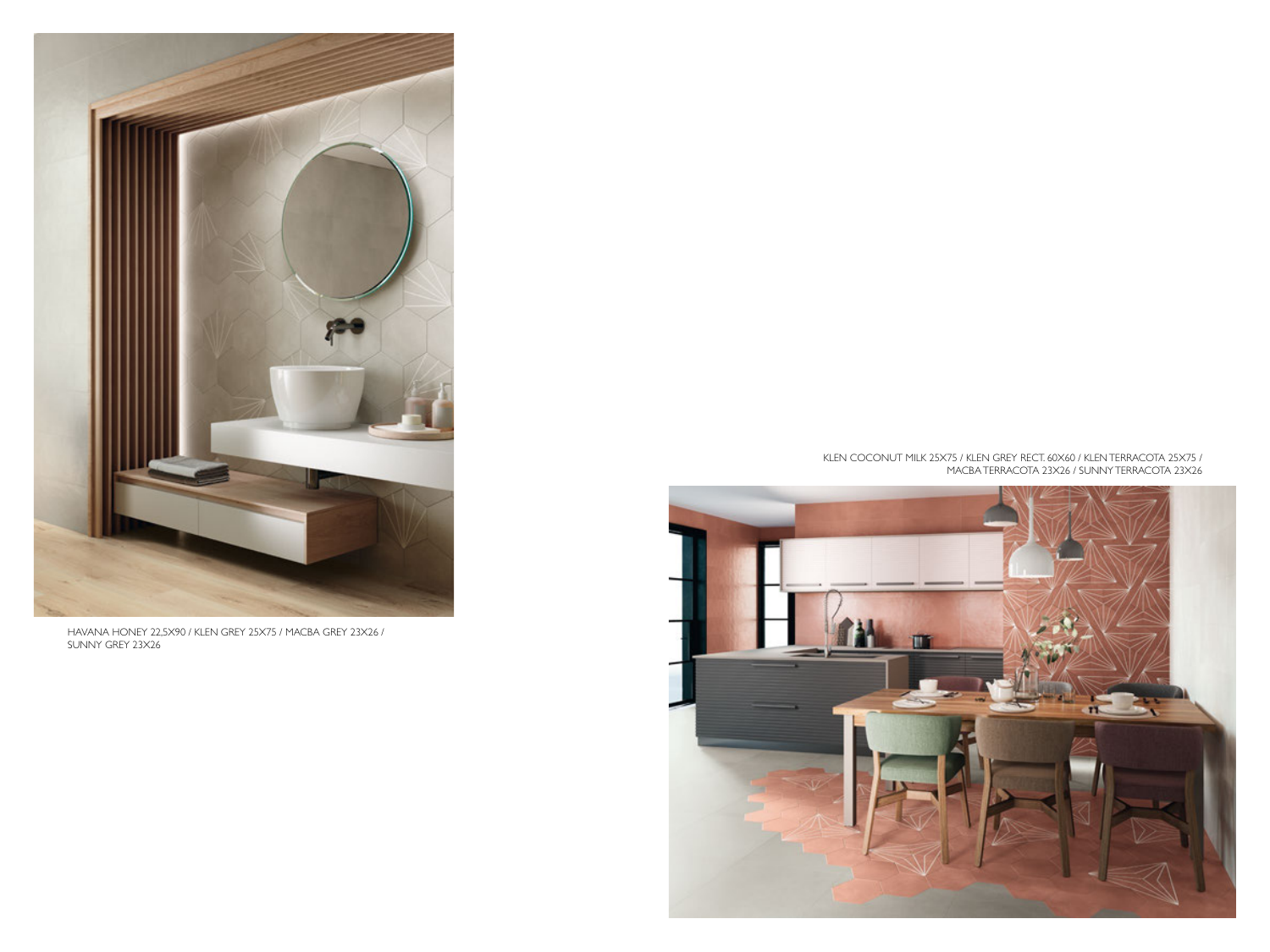HAVANA HONEY 22,5X90 / KLEN GREY 25X75 / MACBA GREY 23X26 / SUNNY GREY 23X26

KLEN COCONUT MILK 25X75 / KLEN GREY RECT. 60X60 / KLEN TERRACOTA 25X75 / MACBA TERRACOTA 23X26 / SUNNY TERRACOTA 23X26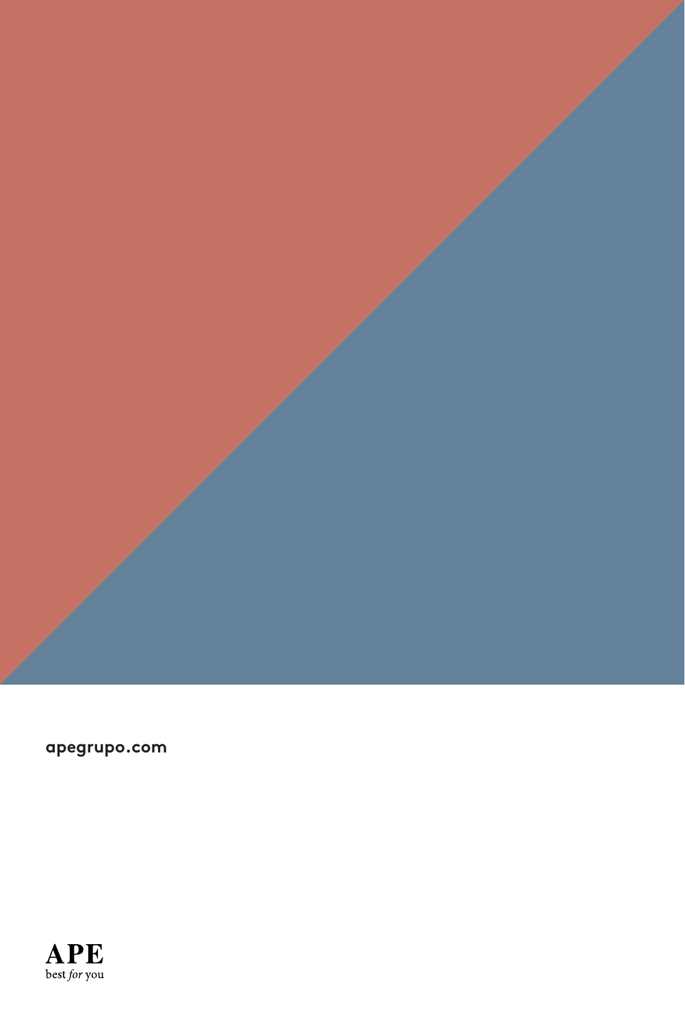apegrupo.com

APE
best *for* you